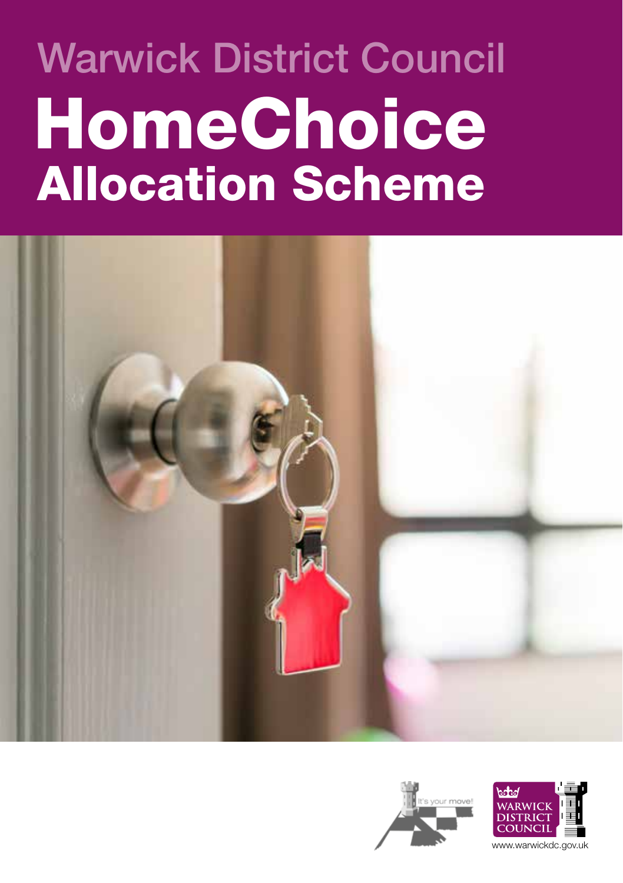Warwick District Council

# HomeChoice

## Allocation Scheme

It's your move!

WARWICK DISTRICT COUNCIL

www.warwickdc.gov.uk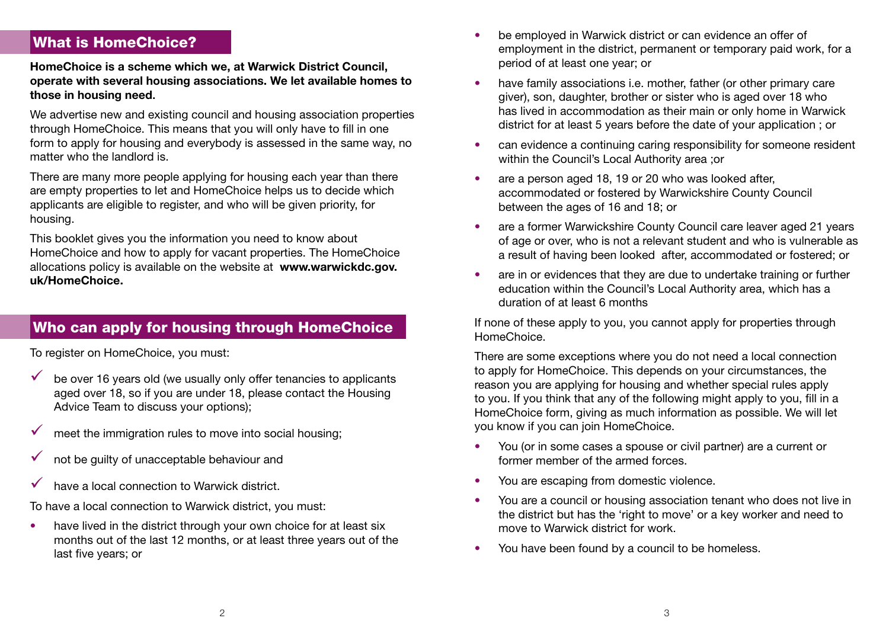## What is HomeChoice?

**HomeChoice is a scheme which we, at Warwick District Council, operate with several housing associations. We let available homes to those in housing need.**

We advertise new and existing council and housing association properties through HomeChoice. This means that you will only have to fill in one form to apply for housing and everybody is assessed in the same way, no matter who the landlord is.

There are many more people applying for housing each year than there are empty properties to let and HomeChoice helps us to decide which applicants are eligible to register, and who will be given priority, for housing.

This booklet gives you the information you need to know about HomeChoice and how to apply for vacant properties. The HomeChoice allocations policy is available on the website at **www.warwickdc.gov.uk/HomeChoice.**

## Who can apply for housing through HomeChoice

To register on HomeChoice, you must:

- ✓ be over 16 years old (we usually only offer tenancies to applicants aged over 18, so if you are under 18, please contact the Housing Advice Team to discuss your options);
- ✓ meet the immigration rules to move into social housing;
- ✓ not be guilty of unacceptable behaviour and
- ✓ have a local connection to Warwick district.

To have a local connection to Warwick district, you must:

- have lived in the district through your own choice for at least six months out of the last 12 months, or at least three years out of the last five years; or
- be employed in Warwick district or can evidence an offer of employment in the district, permanent or temporary paid work, for a period of at least one year; or
- have family associations i.e. mother, father (or other primary care giver), son, daughter, brother or sister who is aged over 18 who has lived in accommodation as their main or only home in Warwick district for at least 5 years before the date of your application ; or
- can evidence a continuing caring responsibility for someone resident within the Council's Local Authority area ;or
- are a person aged 18, 19 or 20 who was looked after, accommodated or fostered by Warwickshire County Council between the ages of 16 and 18; or
- are a former Warwickshire County Council care leaver aged 21 years of age or over, who is not a relevant student and who is vulnerable as a result of having been looked after, accommodated or fostered; or
- are in or evidences that they are due to undertake training or further education within the Council's Local Authority area, which has a duration of at least 6 months

If none of these apply to you, you cannot apply for properties through HomeChoice.

There are some exceptions where you do not need a local connection to apply for HomeChoice. This depends on your circumstances, the reason you are applying for housing and whether special rules apply to you. If you think that any of the following might apply to you, fill in a HomeChoice form, giving as much information as possible. We will let you know if you can join HomeChoice.

- You (or in some cases a spouse or civil partner) are a current or former member of the armed forces.
- You are escaping from domestic violence.
- You are a council or housing association tenant who does not live in the district but has the 'right to move' or a key worker and need to move to Warwick district for work.
- You have been found by a council to be homeless.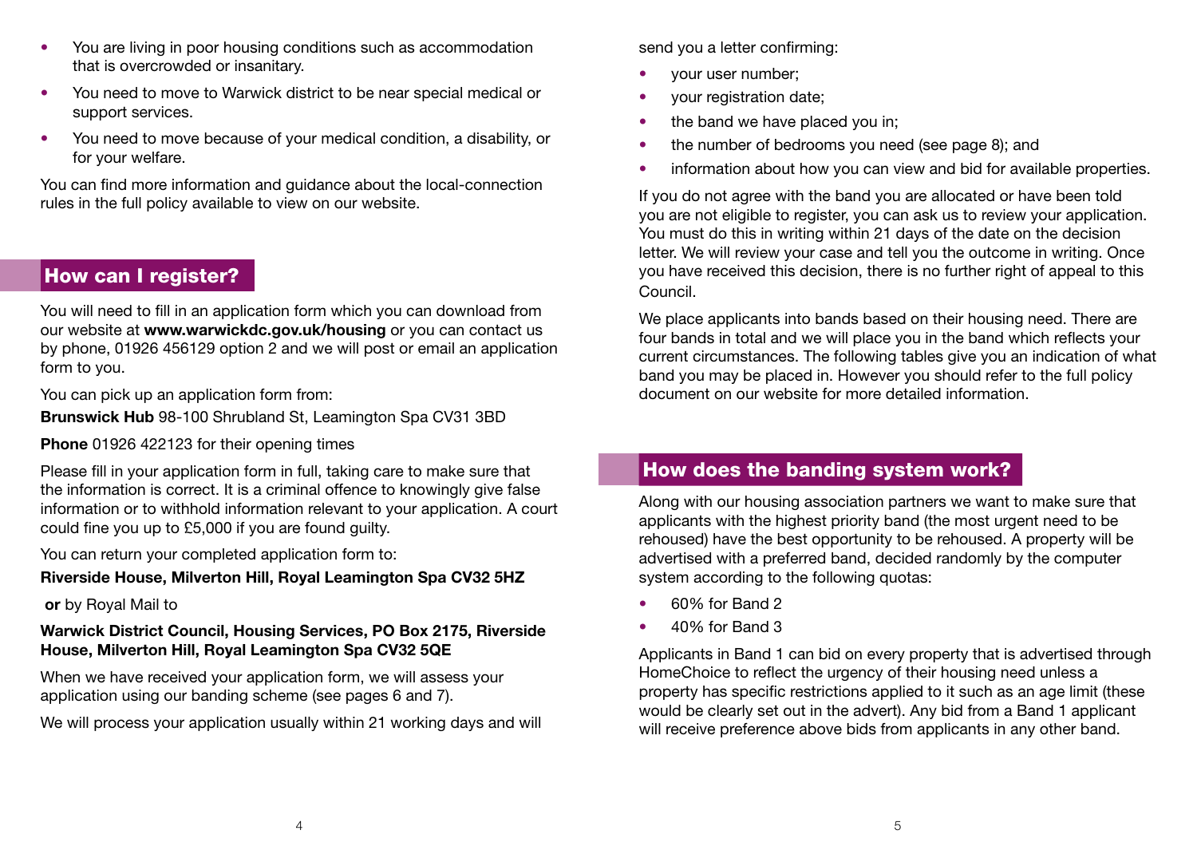- You are living in poor housing conditions such as accommodation that is overcrowded or insanitary.
- You need to move to Warwick district to be near special medical or support services.
- You need to move because of your medical condition, a disability, or for your welfare.

You can find more information and guidance about the local-connection rules in the full policy available to view on our website.

## How can I register?

You will need to fill in an application form which you can download from our website at **www.warwickdc.gov.uk/housing** or you can contact us by phone, 01926 456129 option 2 and we will post or email an application form to you.

You can pick up an application form from:

**Brunswick Hub** 98-100 Shrubland St, Leamington Spa CV31 3BD

**Phone** 01926 422123 for their opening times

Please fill in your application form in full, taking care to make sure that the information is correct. It is a criminal offence to knowingly give false information or to withhold information relevant to your application. A court could fine you up to £5,000 if you are found guilty.

You can return your completed application form to:

**Riverside House, Milverton Hill, Royal Leamington Spa CV32 5HZ**

**or** by Royal Mail to

**Warwick District Council, Housing Services, PO Box 2175, Riverside House, Milverton Hill, Royal Leamington Spa CV32 5QE**

When we have received your application form, we will assess your application using our banding scheme (see pages 6 and 7).

We will process your application usually within 21 working days and will send you a letter confirming:

- your user number;
- your registration date;
- the band we have placed you in;
- the number of bedrooms you need (see page 8); and
- information about how you can view and bid for available properties.

If you do not agree with the band you are allocated or have been told you are not eligible to register, you can ask us to review your application. You must do this in writing within 21 days of the date on the decision letter. We will review your case and tell you the outcome in writing. Once you have received this decision, there is no further right of appeal to this Council.

We place applicants into bands based on their housing need. There are four bands in total and we will place you in the band which reflects your current circumstances. The following tables give you an indication of what band you may be placed in. However you should refer to the full policy document on our website for more detailed information.

## How does the banding system work?

Along with our housing association partners we want to make sure that applicants with the highest priority band (the most urgent need to be rehoused) have the best opportunity to be rehoused. A property will be advertised with a preferred band, decided randomly by the computer system according to the following quotas:

- 60% for Band 2
- 40% for Band 3

Applicants in Band 1 can bid on every property that is advertised through HomeChoice to reflect the urgency of their housing need unless a property has specific restrictions applied to it such as an age limit (these would be clearly set out in the advert). Any bid from a Band 1 applicant will receive preference above bids from applicants in any other band.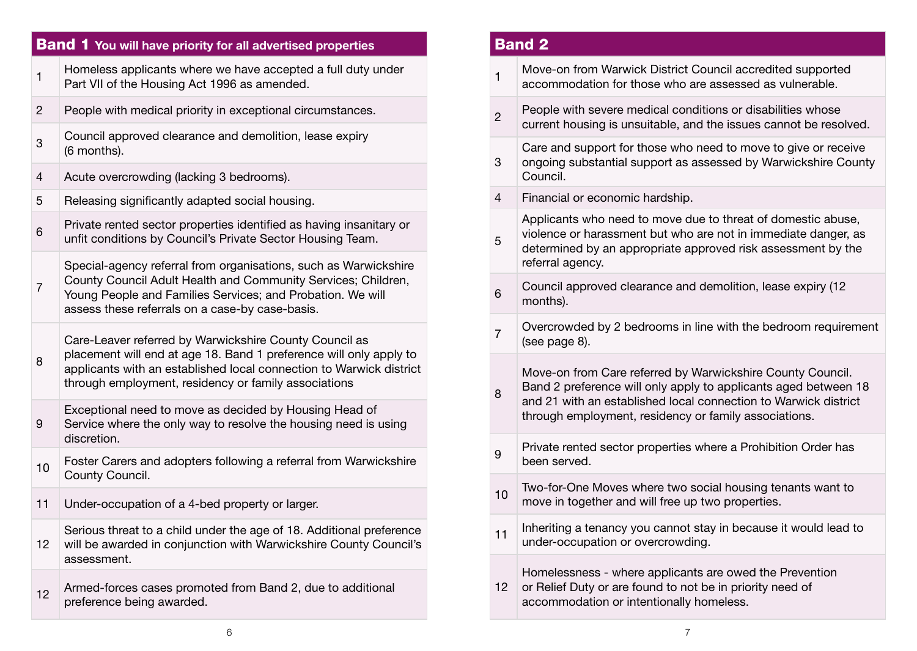| Band 1 You will have priority for all advertised properties | |
|---|---|
| 1 | Homeless applicants where we have accepted a full duty under Part VII of the Housing Act 1996 as amended. |
| 2 | People with medical priority in exceptional circumstances. |
| 3 | Council approved clearance and demolition, lease expiry (6 months). |
| 4 | Acute overcrowding (lacking 3 bedrooms). |
| 5 | Releasing significantly adapted social housing. |
| 6 | Private rented sector properties identified as having insanitary or unfit conditions by Council's Private Sector Housing Team. |
| 7 | Special-agency referral from organisations, such as Warwickshire County Council Adult Health and Community Services; Children, Young People and Families Services; and Probation. We will assess these referrals on a case-by case-basis. |
| 8 | Care-Leaver referred by Warwickshire County Council as placement will end at age 18. Band 1 preference will only apply to applicants with an established local connection to Warwick district through employment, residency or family associations |
| 9 | Exceptional need to move as decided by Housing Head of Service where the only way to resolve the housing need is using discretion. |
| 10 | Foster Carers and adopters following a referral from Warwickshire County Council. |
| 11 | Under-occupation of a 4-bed property or larger. |
| 12 | Serious threat to a child under the age of 18. Additional preference will be awarded in conjunction with Warwickshire County Council's assessment. |
| 12 | Armed-forces cases promoted from Band 2, due to additional preference being awarded. |

| Band 2 | |
|---|---|
| 1 | Move-on from Warwick District Council accredited supported accommodation for those who are assessed as vulnerable. |
| 2 | People with severe medical conditions or disabilities whose current housing is unsuitable, and the issues cannot be resolved. |
| 3 | Care and support for those who need to move to give or receive ongoing substantial support as assessed by Warwickshire County Council. |
| 4 | Financial or economic hardship. |
| 5 | Applicants who need to move due to threat of domestic abuse, violence or harassment but who are not in immediate danger, as determined by an appropriate approved risk assessment by the referral agency. |
| 6 | Council approved clearance and demolition, lease expiry (12 months). |
| 7 | Overcrowded by 2 bedrooms in line with the bedroom requirement (see page 8). |
| 8 | Move-on from Care referred by Warwickshire County Council. Band 2 preference will only apply to applicants aged between 18 and 21 with an established local connection to Warwick district through employment, residency or family associations. |
| 9 | Private rented sector properties where a Prohibition Order has been served. |
| 10 | Two-for-One Moves where two social housing tenants want to move in together and will free up two properties. |
| 11 | Inheriting a tenancy you cannot stay in because it would lead to under-occupation or overcrowding. |
| 12 | Homelessness - where applicants are owed the Prevention or Relief Duty or are found to not be in priority need of accommodation or intentionally homeless. |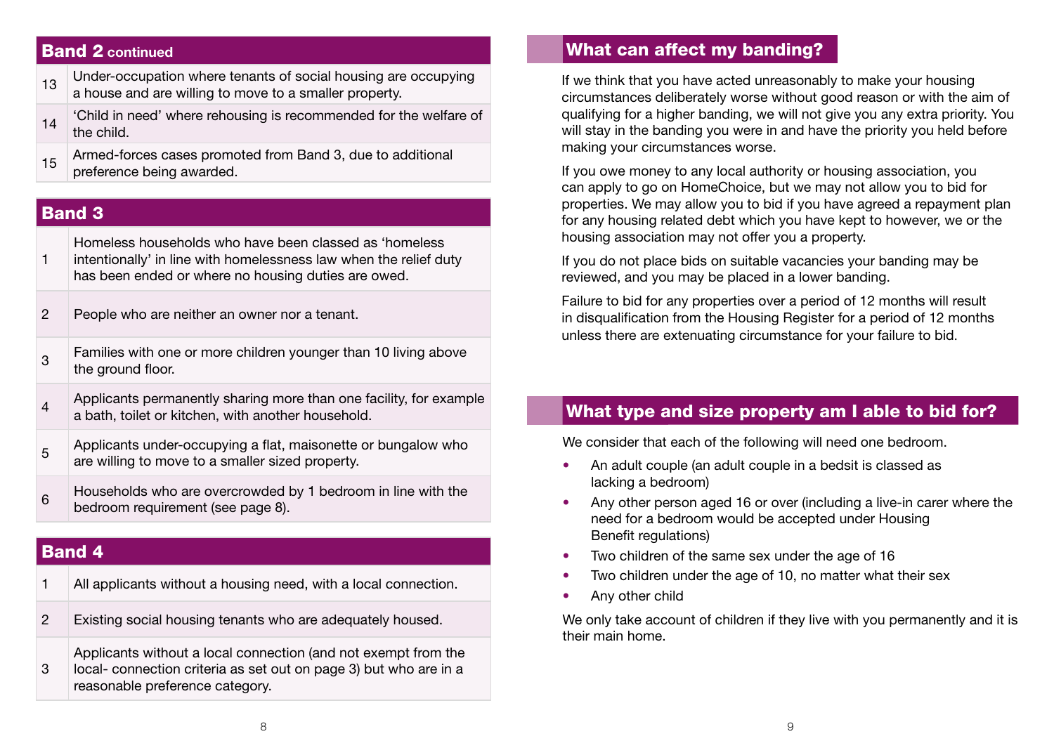## Band 2 continued

| | |
|---|---|
| 13 | Under-occupation where tenants of social housing are occupying a house and are willing to move to a smaller property. |
| 14 | 'Child in need' where rehousing is recommended for the welfare of the child. |
| 15 | Armed-forces cases promoted from Band 3, due to additional preference being awarded. |

## Band 3

| | |
|---|---|
| 1 | Homeless households who have been classed as 'homeless intentionally' in line with homelessness law when the relief duty has been ended or where no housing duties are owed. |
| 2 | People who are neither an owner nor a tenant. |
| 3 | Families with one or more children younger than 10 living above the ground floor. |
| 4 | Applicants permanently sharing more than one facility, for example a bath, toilet or kitchen, with another household. |
| 5 | Applicants under-occupying a flat, maisonette or bungalow who are willing to move to a smaller sized property. |
| 6 | Households who are overcrowded by 1 bedroom in line with the bedroom requirement (see page 8). |

## Band 4

| | |
|---|---|
| 1 | All applicants without a housing need, with a local connection. |
| 2 | Existing social housing tenants who are adequately housed. |
| 3 | Applicants without a local connection (and not exempt from the local- connection criteria as set out on page 3) but who are in a reasonable preference category. |

## What can affect my banding?

If we think that you have acted unreasonably to make your housing circumstances deliberately worse without good reason or with the aim of qualifying for a higher banding, we will not give you any extra priority. You will stay in the banding you were in and have the priority you held before making your circumstances worse.

If you owe money to any local authority or housing association, you can apply to go on HomeChoice, but we may not allow you to bid for properties. We may allow you to bid if you have agreed a repayment plan for any housing related debt which you have kept to however, we or the housing association may not offer you a property.

If you do not place bids on suitable vacancies your banding may be reviewed, and you may be placed in a lower banding.

Failure to bid for any properties over a period of 12 months will result in disqualification from the Housing Register for a period of 12 months unless there are extenuating circumstance for your failure to bid.

## What type and size property am I able to bid for?

We consider that each of the following will need one bedroom.

- An adult couple (an adult couple in a bedsit is classed as lacking a bedroom)
- Any other person aged 16 or over (including a live-in carer where the need for a bedroom would be accepted under Housing Benefit regulations)
- Two children of the same sex under the age of 16
- Two children under the age of 10, no matter what their sex
- Any other child

We only take account of children if they live with you permanently and it is their main home.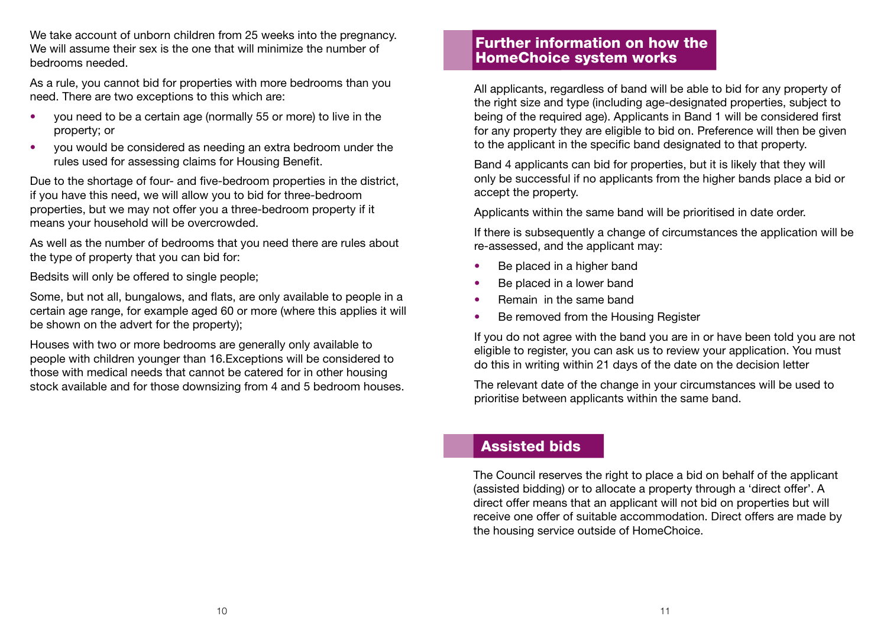We take account of unborn children from 25 weeks into the pregnancy. We will assume their sex is the one that will minimize the number of bedrooms needed.

As a rule, you cannot bid for properties with more bedrooms than you need. There are two exceptions to this which are:

- you need to be a certain age (normally 55 or more) to live in the property; or
- you would be considered as needing an extra bedroom under the rules used for assessing claims for Housing Benefit.

Due to the shortage of four- and five-bedroom properties in the district, if you have this need, we will allow you to bid for three-bedroom properties, but we may not offer you a three-bedroom property if it means your household will be overcrowded.

As well as the number of bedrooms that you need there are rules about the type of property that you can bid for:

Bedsits will only be offered to single people;

Some, but not all, bungalows, and flats, are only available to people in a certain age range, for example aged 60 or more (where this applies it will be shown on the advert for the property);

Houses with two or more bedrooms are generally only available to people with children younger than 16.Exceptions will be considered to those with medical needs that cannot be catered for in other housing stock available and for those downsizing from 4 and 5 bedroom houses.

## Further information on how the HomeChoice system works

All applicants, regardless of band will be able to bid for any property of the right size and type (including age-designated properties, subject to being of the required age). Applicants in Band 1 will be considered first for any property they are eligible to bid on. Preference will then be given to the applicant in the specific band designated to that property.

Band 4 applicants can bid for properties, but it is likely that they will only be successful if no applicants from the higher bands place a bid or accept the property.

Applicants within the same band will be prioritised in date order.

If there is subsequently a change of circumstances the application will be re-assessed, and the applicant may:

- Be placed in a higher band
- Be placed in a lower band
- Remain in the same band
- Be removed from the Housing Register

If you do not agree with the band you are in or have been told you are not eligible to register, you can ask us to review your application. You must do this in writing within 21 days of the date on the decision letter

The relevant date of the change in your circumstances will be used to prioritise between applicants within the same band.

## Assisted bids

The Council reserves the right to place a bid on behalf of the applicant (assisted bidding) or to allocate a property through a 'direct offer'. A direct offer means that an applicant will not bid on properties but will receive one offer of suitable accommodation. Direct offers are made by the housing service outside of HomeChoice.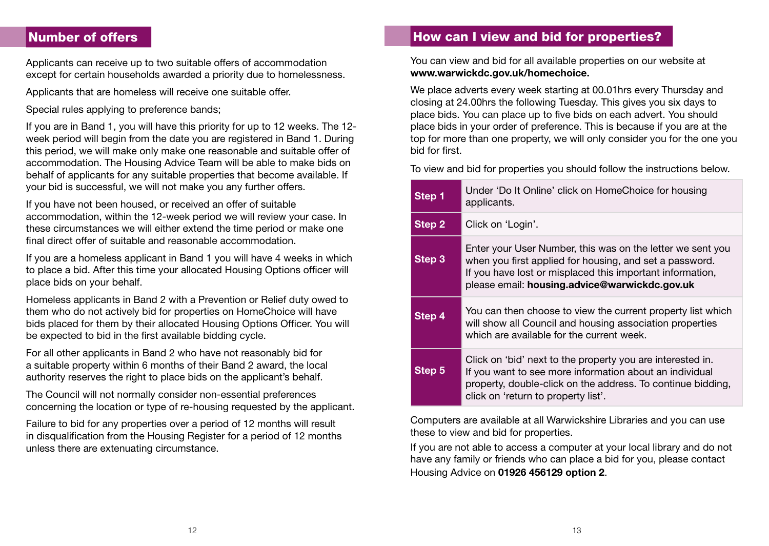## Number of offers

Applicants can receive up to two suitable offers of accommodation except for certain households awarded a priority due to homelessness.

Applicants that are homeless will receive one suitable offer.

Special rules applying to preference bands;

If you are in Band 1, you will have this priority for up to 12 weeks. The 12-week period will begin from the date you are registered in Band 1. During this period, we will make only make one reasonable and suitable offer of accommodation. The Housing Advice Team will be able to make bids on behalf of applicants for any suitable properties that become available. If your bid is successful, we will not make you any further offers.

If you have not been housed, or received an offer of suitable accommodation, within the 12-week period we will review your case. In these circumstances we will either extend the time period or make one final direct offer of suitable and reasonable accommodation.

If you are a homeless applicant in Band 1 you will have 4 weeks in which to place a bid. After this time your allocated Housing Options officer will place bids on your behalf.

Homeless applicants in Band 2 with a Prevention or Relief duty owed to them who do not actively bid for properties on HomeChoice will have bids placed for them by their allocated Housing Options Officer. You will be expected to bid in the first available bidding cycle.

For all other applicants in Band 2 who have not reasonably bid for a suitable property within 6 months of their Band 2 award, the local authority reserves the right to place bids on the applicant's behalf.

The Council will not normally consider non-essential preferences concerning the location or type of re-housing requested by the applicant.

Failure to bid for any properties over a period of 12 months will result in disqualification from the Housing Register for a period of 12 months unless there are extenuating circumstance.

## How can I view and bid for properties?

You can view and bid for all available properties on our website at **www.warwickdc.gov.uk/homechoice.**

We place adverts every week starting at 00.01hrs every Thursday and closing at 24.00hrs the following Tuesday. This gives you six days to place bids. You can place up to five bids on each advert. You should place bids in your order of preference. This is because if you are at the top for more than one property, we will only consider you for the one you bid for first.

To view and bid for properties you should follow the instructions below.

| | |
|---|---|
| **Step 1** | Under 'Do It Online' click on HomeChoice for housing applicants. |
| **Step 2** | Click on 'Login'. |
| **Step 3** | Enter your User Number, this was on the letter we sent you when you first applied for housing, and set a password. If you have lost or misplaced this important information, please email: **housing.advice@warwickdc.gov.uk** |
| **Step 4** | You can then choose to view the current property list which will show all Council and housing association properties which are available for the current week. |
| **Step 5** | Click on 'bid' next to the property you are interested in. If you want to see more information about an individual property, double-click on the address. To continue bidding, click on 'return to property list'. |

Computers are available at all Warwickshire Libraries and you can use these to view and bid for properties.

If you are not able to access a computer at your local library and do not have any family or friends who can place a bid for you, please contact Housing Advice on **01926 456129 option 2**.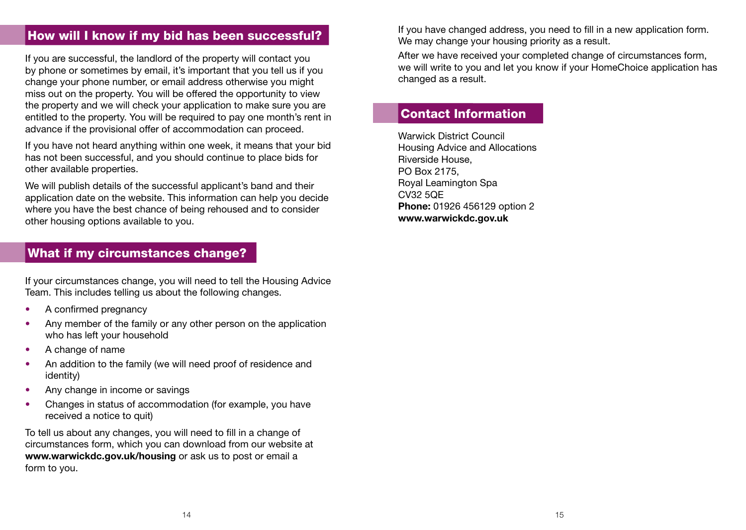## How will I know if my bid has been successful?

If you are successful, the landlord of the property will contact you by phone or sometimes by email, it's important that you tell us if you change your phone number, or email address otherwise you might miss out on the property. You will be offered the opportunity to view the property and we will check your application to make sure you are entitled to the property. You will be required to pay one month's rent in advance if the provisional offer of accommodation can proceed.

If you have not heard anything within one week, it means that your bid has not been successful, and you should continue to place bids for other available properties.

We will publish details of the successful applicant's band and their application date on the website. This information can help you decide where you have the best chance of being rehoused and to consider other housing options available to you.

## What if my circumstances change?

If your circumstances change, you will need to tell the Housing Advice Team. This includes telling us about the following changes.

- A confirmed pregnancy
- Any member of the family or any other person on the application who has left your household
- A change of name
- An addition to the family (we will need proof of residence and identity)
- Any change in income or savings
- Changes in status of accommodation (for example, you have received a notice to quit)

To tell us about any changes, you will need to fill in a change of circumstances form, which you can download from our website at **www.warwickdc.gov.uk/housing** or ask us to post or email a form to you.

If you have changed address, you need to fill in a new application form. We may change your housing priority as a result.

After we have received your completed change of circumstances form, we will write to you and let you know if your HomeChoice application has changed as a result.

## Contact Information

Warwick District Council
Housing Advice and Allocations
Riverside House,
PO Box 2175,
Royal Leamington Spa
CV32 5QE
**Phone:** 01926 456129 option 2
**www.warwickdc.gov.uk**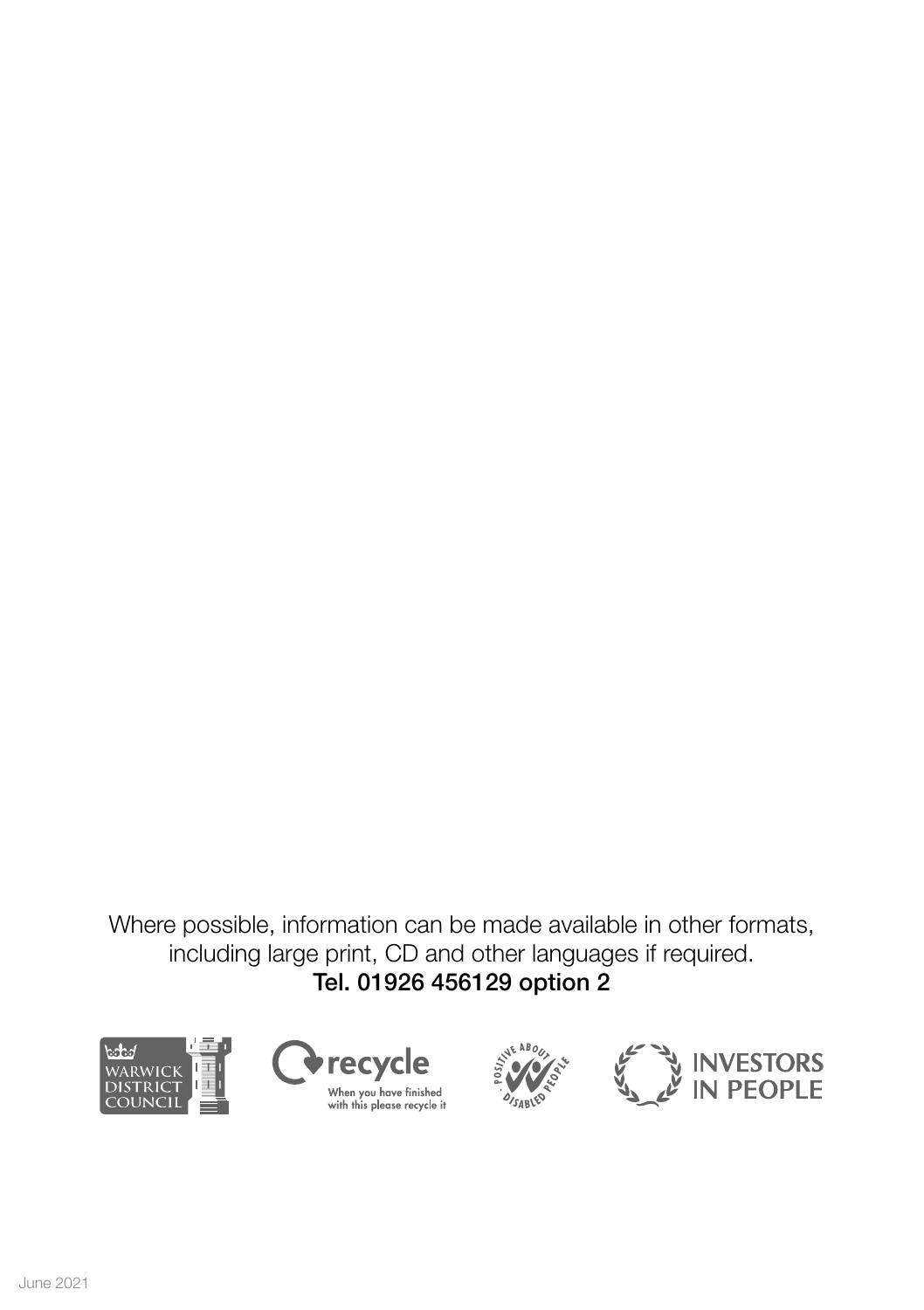Where possible, information can be made available in other formats, including large print, CD and other languages if required.

**Tel. 01926 456129 option 2**

WARWICK DISTRICT COUNCIL

recycle
When you have finished with this please recycle it

POSITIVE ABOUT DISABLED PEOPLE

INVESTORS IN PEOPLE

June 2021